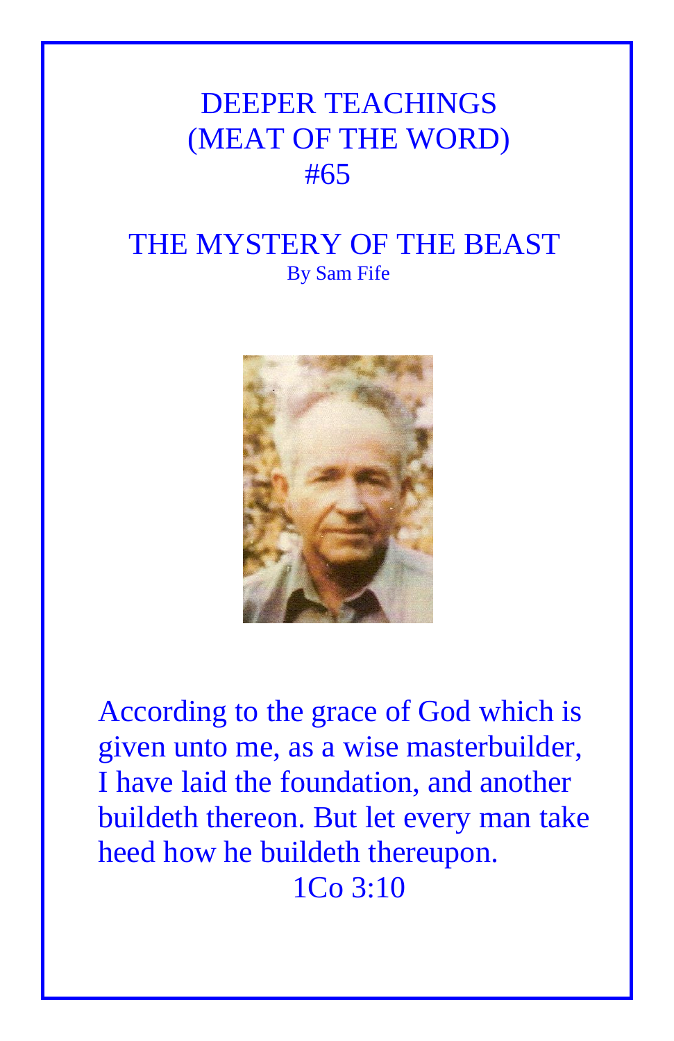# DEEPER TEACHINGS
# (MEAT OF THE WORD)
# #65

## THE MYSTERY OF THE BEAST

By Sam Fife

According to the grace of God which is given unto me, as a wise masterbuilder, I have laid the foundation, and another buildeth thereon. But let every man take heed how he buildeth thereupon.

1Co 3:10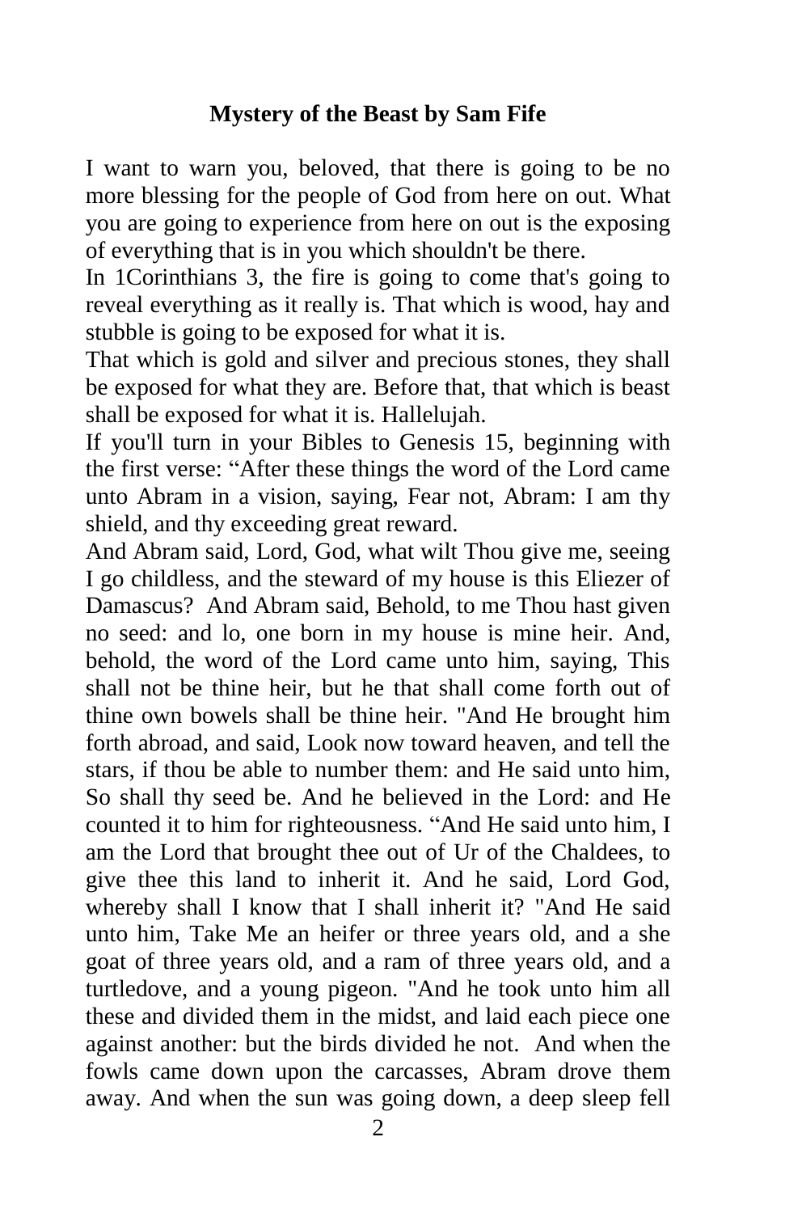**Mystery of the Beast by Sam Fife**

I want to warn you, beloved, that there is going to be no more blessing for the people of God from here on out. What you are going to experience from here on out is the exposing of everything that is in you which shouldn't be there.

In 1Corinthians 3, the fire is going to come that's going to reveal everything as it really is. That which is wood, hay and stubble is going to be exposed for what it is.

That which is gold and silver and precious stones, they shall be exposed for what they are. Before that, that which is beast shall be exposed for what it is. Hallelujah.

If you'll turn in your Bibles to Genesis 15, beginning with the first verse: “After these things the word of the Lord came unto Abram in a vision, saying, Fear not, Abram: I am thy shield, and thy exceeding great reward.

And Abram said, Lord, God, what wilt Thou give me, seeing I go childless, and the steward of my house is this Eliezer of Damascus? And Abram said, Behold, to me Thou hast given no seed: and lo, one born in my house is mine heir. And, behold, the word of the Lord came unto him, saying, This shall not be thine heir, but he that shall come forth out of thine own bowels shall be thine heir. "And He brought him forth abroad, and said, Look now toward heaven, and tell the stars, if thou be able to number them: and He said unto him, So shall thy seed be. And he believed in the Lord: and He counted it to him for righteousness. “And He said unto him, I am the Lord that brought thee out of Ur of the Chaldees, to give thee this land to inherit it. And he said, Lord God, whereby shall I know that I shall inherit it? "And He said unto him, Take Me an heifer or three years old, and a she goat of three years old, and a ram of three years old, and a turtledove, and a young pigeon. "And he took unto him all these and divided them in the midst, and laid each piece one against another: but the birds divided he not. And when the fowls came down upon the carcasses, Abram drove them away. And when the sun was going down, a deep sleep fell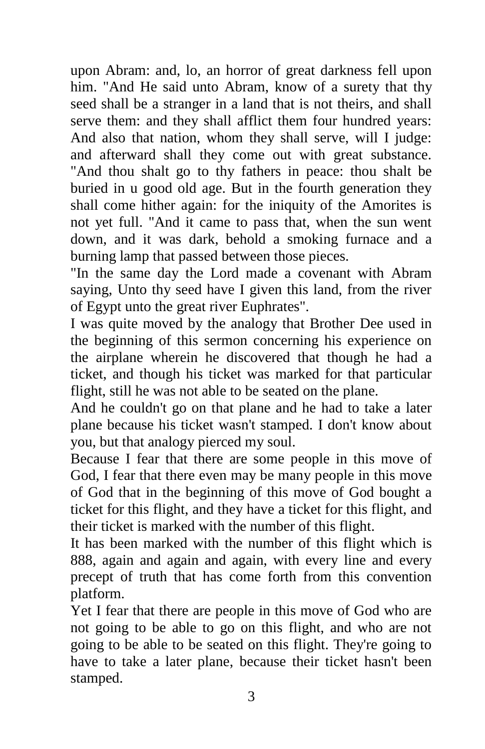upon Abram: and, lo, an horror of great darkness fell upon him. "And He said unto Abram, know of a surety that thy seed shall be a stranger in a land that is not theirs, and shall serve them: and they shall afflict them four hundred years: And also that nation, whom they shall serve, will I judge: and afterward shall they come out with great substance. "And thou shalt go to thy fathers in peace: thou shalt be buried in u good old age. But in the fourth generation they shall come hither again: for the iniquity of the Amorites is not yet full. "And it came to pass that, when the sun went down, and it was dark, behold a smoking furnace and a burning lamp that passed between those pieces.

"In the same day the Lord made a covenant with Abram saying, Unto thy seed have I given this land, from the river of Egypt unto the great river Euphrates".

I was quite moved by the analogy that Brother Dee used in the beginning of this sermon concerning his experience on the airplane wherein he discovered that though he had a ticket, and though his ticket was marked for that particular flight, still he was not able to be seated on the plane.

And he couldn't go on that plane and he had to take a later plane because his ticket wasn't stamped. I don't know about you, but that analogy pierced my soul.

Because I fear that there are some people in this move of God, I fear that there even may be many people in this move of God that in the beginning of this move of God bought a ticket for this flight, and they have a ticket for this flight, and their ticket is marked with the number of this flight.

It has been marked with the number of this flight which is 888, again and again and again, with every line and every precept of truth that has come forth from this convention platform.

Yet I fear that there are people in this move of God who are not going to be able to go on this flight, and who are not going to be able to be seated on this flight. They're going to have to take a later plane, because their ticket hasn't been stamped.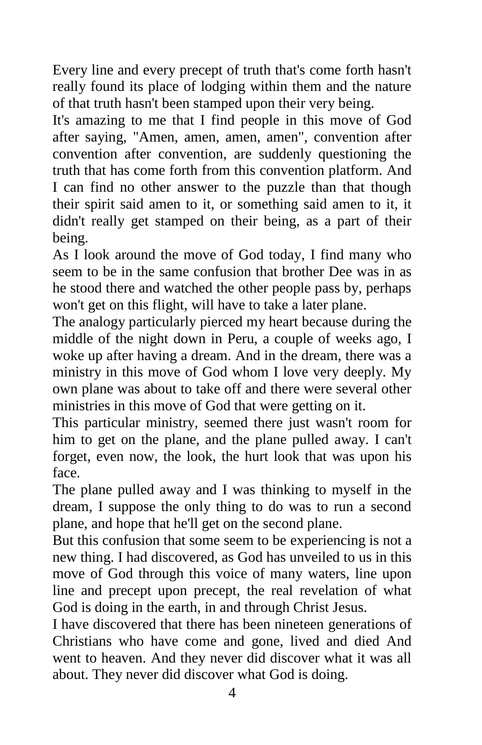Every line and every precept of truth that's come forth hasn't really found its place of lodging within them and the nature of that truth hasn't been stamped upon their very being.

It's amazing to me that I find people in this move of God after saying, "Amen, amen, amen, amen", convention after convention after convention, are suddenly questioning the truth that has come forth from this convention platform. And I can find no other answer to the puzzle than that though their spirit said amen to it, or something said amen to it, it didn't really get stamped on their being, as a part of their being.

As I look around the move of God today, I find many who seem to be in the same confusion that brother Dee was in as he stood there and watched the other people pass by, perhaps won't get on this flight, will have to take a later plane.

The analogy particularly pierced my heart because during the middle of the night down in Peru, a couple of weeks ago, I woke up after having a dream. And in the dream, there was a ministry in this move of God whom I love very deeply. My own plane was about to take off and there were several other ministries in this move of God that were getting on it.

This particular ministry, seemed there just wasn't room for him to get on the plane, and the plane pulled away. I can't forget, even now, the look, the hurt look that was upon his face.

The plane pulled away and I was thinking to myself in the dream, I suppose the only thing to do was to run a second plane, and hope that he'll get on the second plane.

But this confusion that some seem to be experiencing is not a new thing. I had discovered, as God has unveiled to us in this move of God through this voice of many waters, line upon line and precept upon precept, the real revelation of what God is doing in the earth, in and through Christ Jesus.

I have discovered that there has been nineteen generations of Christians who have come and gone, lived and died And went to heaven. And they never did discover what it was all about. They never did discover what God is doing.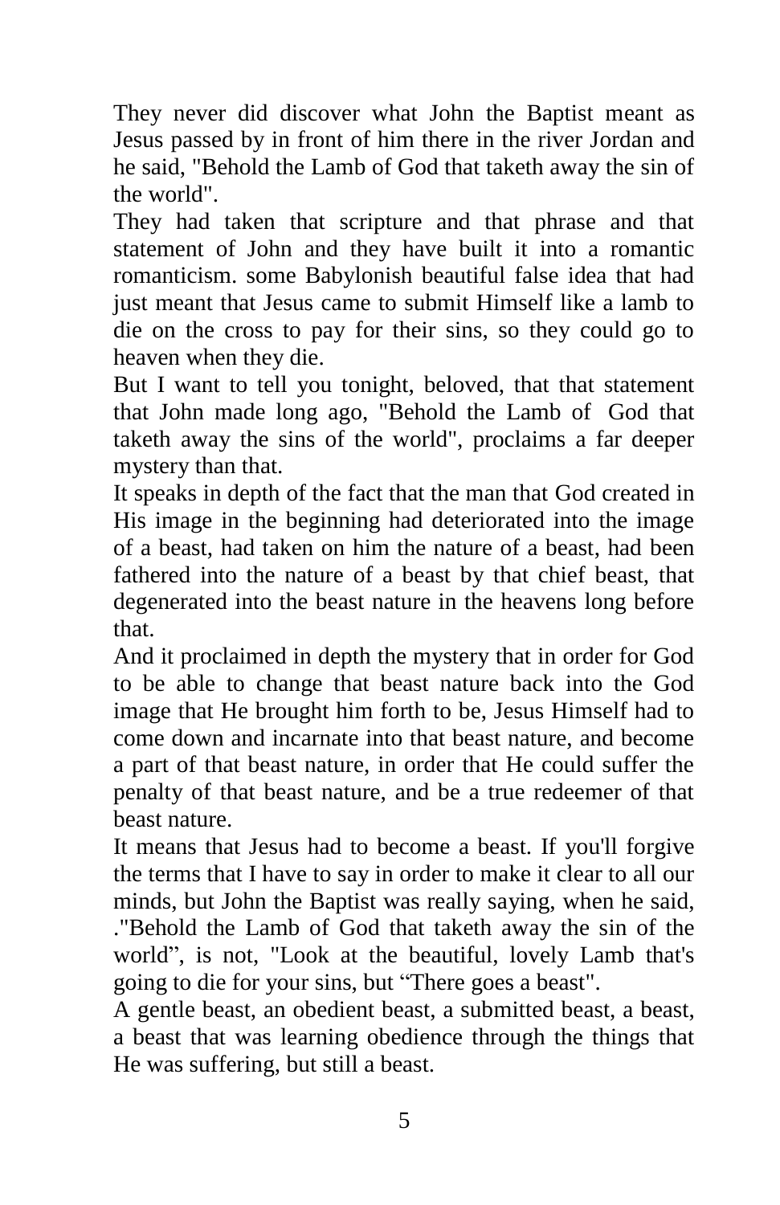They never did discover what John the Baptist meant as Jesus passed by in front of him there in the river Jordan and he said, "Behold the Lamb of God that taketh away the sin of the world".

They had taken that scripture and that phrase and that statement of John and they have built it into a romantic romanticism. some Babylonish beautiful false idea that had just meant that Jesus came to submit Himself like a lamb to die on the cross to pay for their sins, so they could go to heaven when they die.

But I want to tell you tonight, beloved, that that statement that John made long ago, "Behold the Lamb of God that taketh away the sins of the world", proclaims a far deeper mystery than that.

It speaks in depth of the fact that the man that God created in His image in the beginning had deteriorated into the image of a beast, had taken on him the nature of a beast, had been fathered into the nature of a beast by that chief beast, that degenerated into the beast nature in the heavens long before that.

And it proclaimed in depth the mystery that in order for God to be able to change that beast nature back into the God image that He brought him forth to be, Jesus Himself had to come down and incarnate into that beast nature, and become a part of that beast nature, in order that He could suffer the penalty of that beast nature, and be a true redeemer of that beast nature.

It means that Jesus had to become a beast. If you'll forgive the terms that I have to say in order to make it clear to all our minds, but John the Baptist was really saying, when he said, ."Behold the Lamb of God that taketh away the sin of the world", is not, "Look at the beautiful, lovely Lamb that's going to die for your sins, but "There goes a beast".

A gentle beast, an obedient beast, a submitted beast, a beast, a beast that was learning obedience through the things that He was suffering, but still a beast.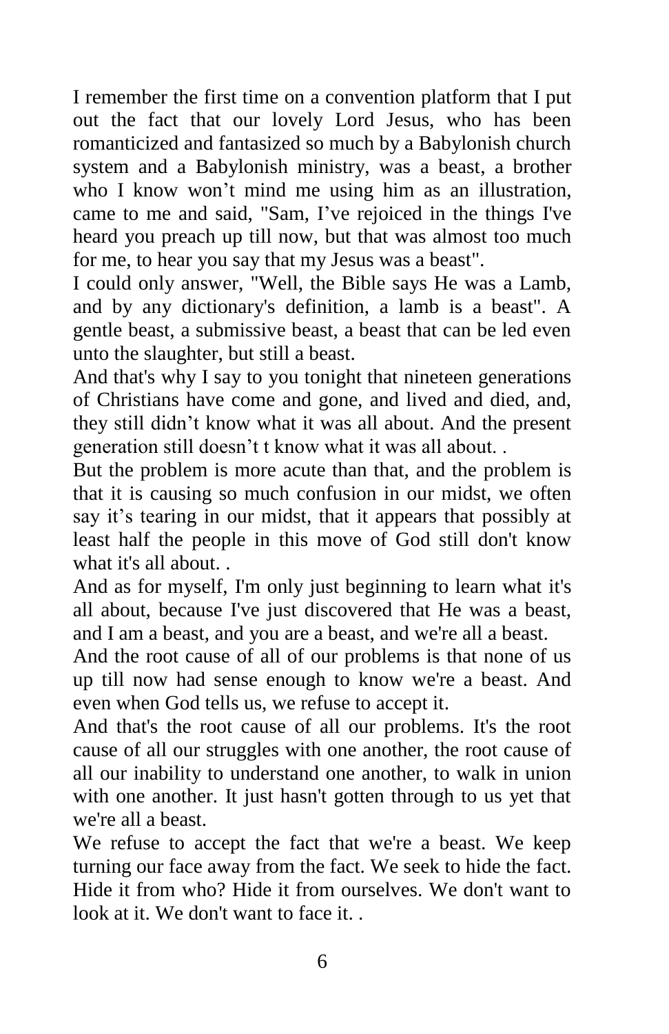I remember the first time on a convention platform that I put out the fact that our lovely Lord Jesus, who has been romanticized and fantasized so much by a Babylonish church system and a Babylonish ministry, was a beast, a brother who I know won't mind me using him as an illustration, came to me and said, "Sam, I've rejoiced in the things I've heard you preach up till now, but that was almost too much for me, to hear you say that my Jesus was a beast".

I could only answer, "Well, the Bible says He was a Lamb, and by any dictionary's definition, a lamb is a beast". A gentle beast, a submissive beast, a beast that can be led even unto the slaughter, but still a beast.

And that's why I say to you tonight that nineteen generations of Christians have come and gone, and lived and died, and, they still didn't know what it was all about. And the present generation still doesn't t know what it was all about. .

But the problem is more acute than that, and the problem is that it is causing so much confusion in our midst, we often say it's tearing in our midst, that it appears that possibly at least half the people in this move of God still don't know what it's all about. .

And as for myself, I'm only just beginning to learn what it's all about, because I've just discovered that He was a beast, and I am a beast, and you are a beast, and we're all a beast.

And the root cause of all of our problems is that none of us up till now had sense enough to know we're a beast. And even when God tells us, we refuse to accept it.

And that's the root cause of all our problems. It's the root cause of all our struggles with one another, the root cause of all our inability to understand one another, to walk in union with one another. It just hasn't gotten through to us yet that we're all a beast.

We refuse to accept the fact that we're a beast. We keep turning our face away from the fact. We seek to hide the fact. Hide it from who? Hide it from ourselves. We don't want to look at it. We don't want to face it. .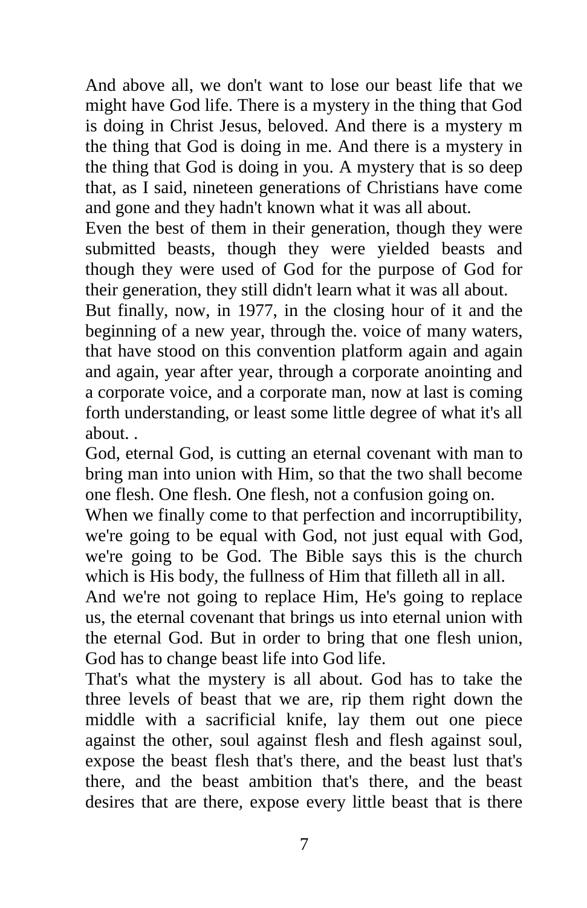And above all, we don't want to lose our beast life that we might have God life. There is a mystery in the thing that God is doing in Christ Jesus, beloved. And there is a mystery m the thing that God is doing in me. And there is a mystery in the thing that God is doing in you. A mystery that is so deep that, as I said, nineteen generations of Christians have come and gone and they hadn't known what it was all about.

Even the best of them in their generation, though they were submitted beasts, though they were yielded beasts and though they were used of God for the purpose of God for their generation, they still didn't learn what it was all about.

But finally, now, in 1977, in the closing hour of it and the beginning of a new year, through the. voice of many waters, that have stood on this convention platform again and again and again, year after year, through a corporate anointing and a corporate voice, and a corporate man, now at last is coming forth understanding, or least some little degree of what it's all about. .

God, eternal God, is cutting an eternal covenant with man to bring man into union with Him, so that the two shall become one flesh. One flesh. One flesh, not a confusion going on.

When we finally come to that perfection and incorruptibility, we're going to be equal with God, not just equal with God, we're going to be God. The Bible says this is the church which is His body, the fullness of Him that filleth all in all.

And we're not going to replace Him, He's going to replace us, the eternal covenant that brings us into eternal union with the eternal God. But in order to bring that one flesh union, God has to change beast life into God life.

That's what the mystery is all about. God has to take the three levels of beast that we are, rip them right down the middle with a sacrificial knife, lay them out one piece against the other, soul against flesh and flesh against soul, expose the beast flesh that's there, and the beast lust that's there, and the beast ambition that's there, and the beast desires that are there, expose every little beast that is there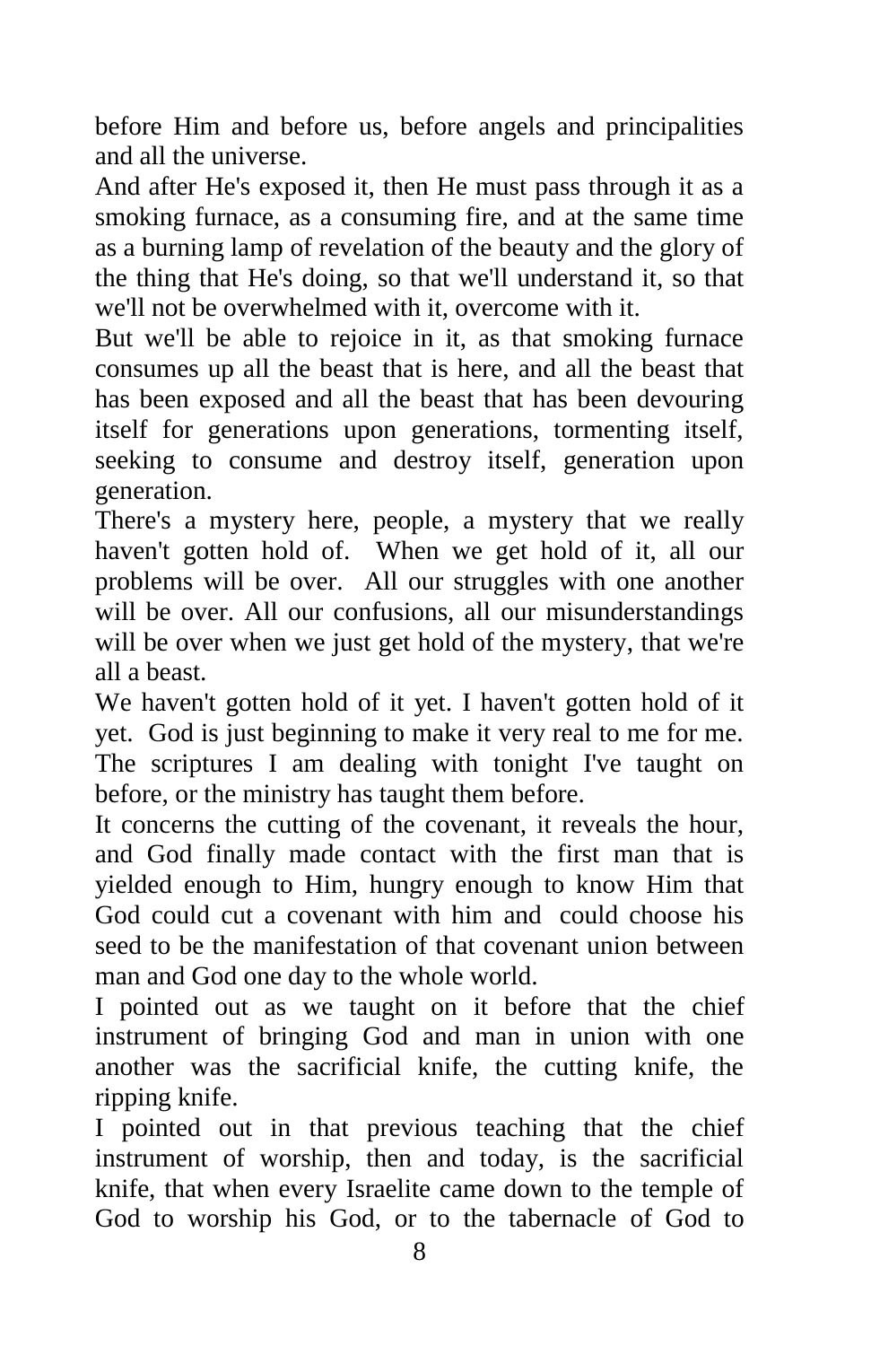before Him and before us, before angels and principalities and all the universe.

And after He's exposed it, then He must pass through it as a smoking furnace, as a consuming fire, and at the same time as a burning lamp of revelation of the beauty and the glory of the thing that He's doing, so that we'll understand it, so that we'll not be overwhelmed with it, overcome with it.

But we'll be able to rejoice in it, as that smoking furnace consumes up all the beast that is here, and all the beast that has been exposed and all the beast that has been devouring itself for generations upon generations, tormenting itself, seeking to consume and destroy itself, generation upon generation.

There's a mystery here, people, a mystery that we really haven't gotten hold of. When we get hold of it, all our problems will be over. All our struggles with one another will be over. All our confusions, all our misunderstandings will be over when we just get hold of the mystery, that we're all a beast.

We haven't gotten hold of it yet. I haven't gotten hold of it yet. God is just beginning to make it very real to me for me. The scriptures I am dealing with tonight I've taught on before, or the ministry has taught them before.

It concerns the cutting of the covenant, it reveals the hour, and God finally made contact with the first man that is yielded enough to Him, hungry enough to know Him that God could cut a covenant with him and could choose his seed to be the manifestation of that covenant union between man and God one day to the whole world.

I pointed out as we taught on it before that the chief instrument of bringing God and man in union with one another was the sacrificial knife, the cutting knife, the ripping knife.

I pointed out in that previous teaching that the chief instrument of worship, then and today, is the sacrificial knife, that when every Israelite came down to the temple of God to worship his God, or to the tabernacle of God to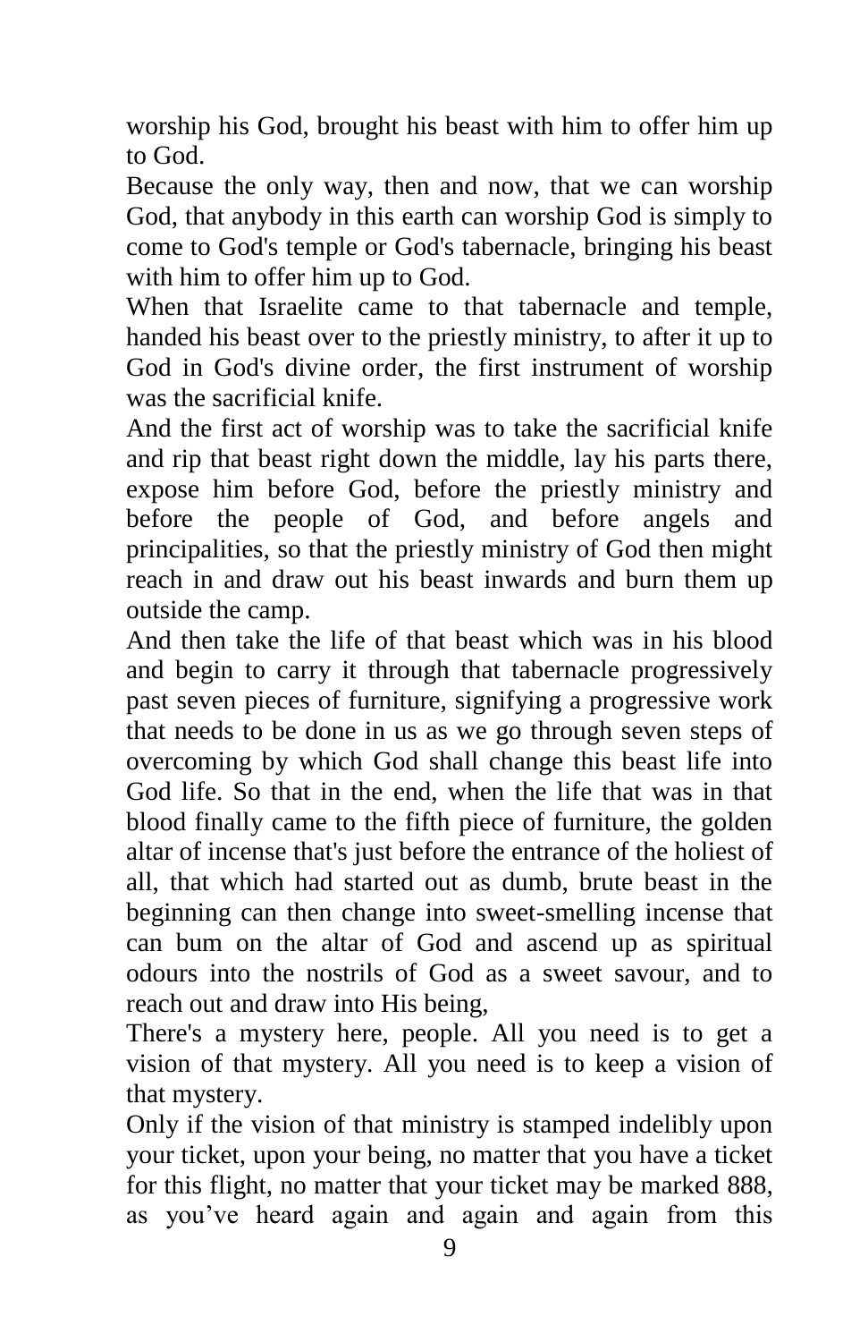worship his God, brought his beast with him to offer him up to God.

Because the only way, then and now, that we can worship God, that anybody in this earth can worship God is simply to come to God's temple or God's tabernacle, bringing his beast with him to offer him up to God.

When that Israelite came to that tabernacle and temple, handed his beast over to the priestly ministry, to after it up to God in God's divine order, the first instrument of worship was the sacrificial knife.

And the first act of worship was to take the sacrificial knife and rip that beast right down the middle, lay his parts there, expose him before God, before the priestly ministry and before the people of God, and before angels and principalities, so that the priestly ministry of God then might reach in and draw out his beast inwards and burn them up outside the camp.

And then take the life of that beast which was in his blood and begin to carry it through that tabernacle progressively past seven pieces of furniture, signifying a progressive work that needs to be done in us as we go through seven steps of overcoming by which God shall change this beast life into God life. So that in the end, when the life that was in that blood finally came to the fifth piece of furniture, the golden altar of incense that's just before the entrance of the holiest of all, that which had started out as dumb, brute beast in the beginning can then change into sweet-smelling incense that can bum on the altar of God and ascend up as spiritual odours into the nostrils of God as a sweet savour, and to reach out and draw into His being,

There's a mystery here, people. All you need is to get a vision of that mystery. All you need is to keep a vision of that mystery.

Only if the vision of that ministry is stamped indelibly upon your ticket, upon your being, no matter that you have a ticket for this flight, no matter that your ticket may be marked 888, as you've heard again and again and again from this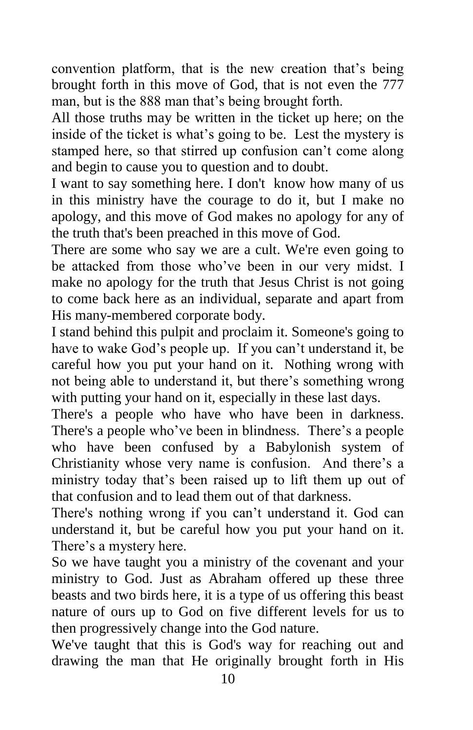convention platform, that is the new creation that's being brought forth in this move of God, that is not even the 777 man, but is the 888 man that's being brought forth.

All those truths may be written in the ticket up here; on the inside of the ticket is what's going to be. Lest the mystery is stamped here, so that stirred up confusion can't come along and begin to cause you to question and to doubt.

I want to say something here. I don't know how many of us in this ministry have the courage to do it, but I make no apology, and this move of God makes no apology for any of the truth that's been preached in this move of God.

There are some who say we are a cult. We're even going to be attacked from those who've been in our very midst. I make no apology for the truth that Jesus Christ is not going to come back here as an individual, separate and apart from His many-membered corporate body.

I stand behind this pulpit and proclaim it. Someone's going to have to wake God's people up. If you can't understand it, be careful how you put your hand on it. Nothing wrong with not being able to understand it, but there's something wrong with putting your hand on it, especially in these last days.

There's a people who have who have been in darkness. There's a people who've been in blindness. There's a people who have been confused by a Babylonish system of Christianity whose very name is confusion. And there's a ministry today that's been raised up to lift them up out of that confusion and to lead them out of that darkness.

There's nothing wrong if you can't understand it. God can understand it, but be careful how you put your hand on it. There's a mystery here.

So we have taught you a ministry of the covenant and your ministry to God. Just as Abraham offered up these three beasts and two birds here, it is a type of us offering this beast nature of ours up to God on five different levels for us to then progressively change into the God nature.

We've taught that this is God's way for reaching out and drawing the man that He originally brought forth in His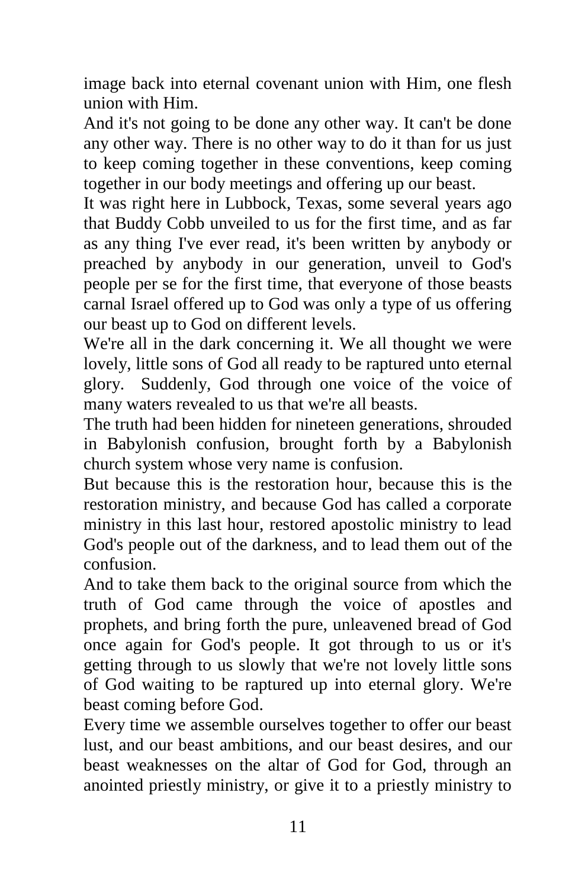image back into eternal covenant union with Him, one flesh union with Him.

And it's not going to be done any other way. It can't be done any other way. There is no other way to do it than for us just to keep coming together in these conventions, keep coming together in our body meetings and offering up our beast.

It was right here in Lubbock, Texas, some several years ago that Buddy Cobb unveiled to us for the first time, and as far as any thing I've ever read, it's been written by anybody or preached by anybody in our generation, unveil to God's people per se for the first time, that everyone of those beasts carnal Israel offered up to God was only a type of us offering our beast up to God on different levels.

We're all in the dark concerning it. We all thought we were lovely, little sons of God all ready to be raptured unto eternal glory. Suddenly, God through one voice of the voice of many waters revealed to us that we're all beasts.

The truth had been hidden for nineteen generations, shrouded in Babylonish confusion, brought forth by a Babylonish church system whose very name is confusion.

But because this is the restoration hour, because this is the restoration ministry, and because God has called a corporate ministry in this last hour, restored apostolic ministry to lead God's people out of the darkness, and to lead them out of the confusion.

And to take them back to the original source from which the truth of God came through the voice of apostles and prophets, and bring forth the pure, unleavened bread of God once again for God's people. It got through to us or it's getting through to us slowly that we're not lovely little sons of God waiting to be raptured up into eternal glory. We're beast coming before God.

Every time we assemble ourselves together to offer our beast lust, and our beast ambitions, and our beast desires, and our beast weaknesses on the altar of God for God, through an anointed priestly ministry, or give it to a priestly ministry to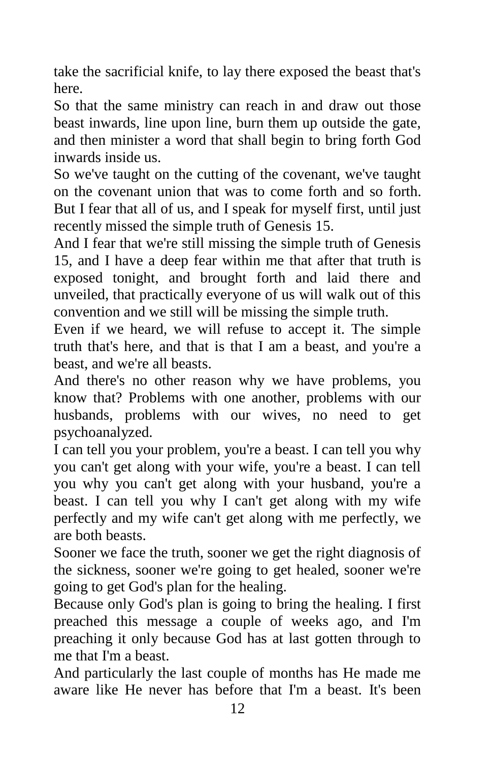take the sacrificial knife, to lay there exposed the beast that's here.

So that the same ministry can reach in and draw out those beast inwards, line upon line, burn them up outside the gate, and then minister a word that shall begin to bring forth God inwards inside us.

So we've taught on the cutting of the covenant, we've taught on the covenant union that was to come forth and so forth. But I fear that all of us, and I speak for myself first, until just recently missed the simple truth of Genesis 15.

And I fear that we're still missing the simple truth of Genesis 15, and I have a deep fear within me that after that truth is exposed tonight, and brought forth and laid there and unveiled, that practically everyone of us will walk out of this convention and we still will be missing the simple truth.

Even if we heard, we will refuse to accept it. The simple truth that's here, and that is that I am a beast, and you're a beast, and we're all beasts.

And there's no other reason why we have problems, you know that? Problems with one another, problems with our husbands, problems with our wives, no need to get psychoanalyzed.

I can tell you your problem, you're a beast. I can tell you why you can't get along with your wife, you're a beast. I can tell you why you can't get along with your husband, you're a beast. I can tell you why I can't get along with my wife perfectly and my wife can't get along with me perfectly, we are both beasts.

Sooner we face the truth, sooner we get the right diagnosis of the sickness, sooner we're going to get healed, sooner we're going to get God's plan for the healing.

Because only God's plan is going to bring the healing. I first preached this message a couple of weeks ago, and I'm preaching it only because God has at last gotten through to me that I'm a beast.

And particularly the last couple of months has He made me aware like He never has before that I'm a beast. It's been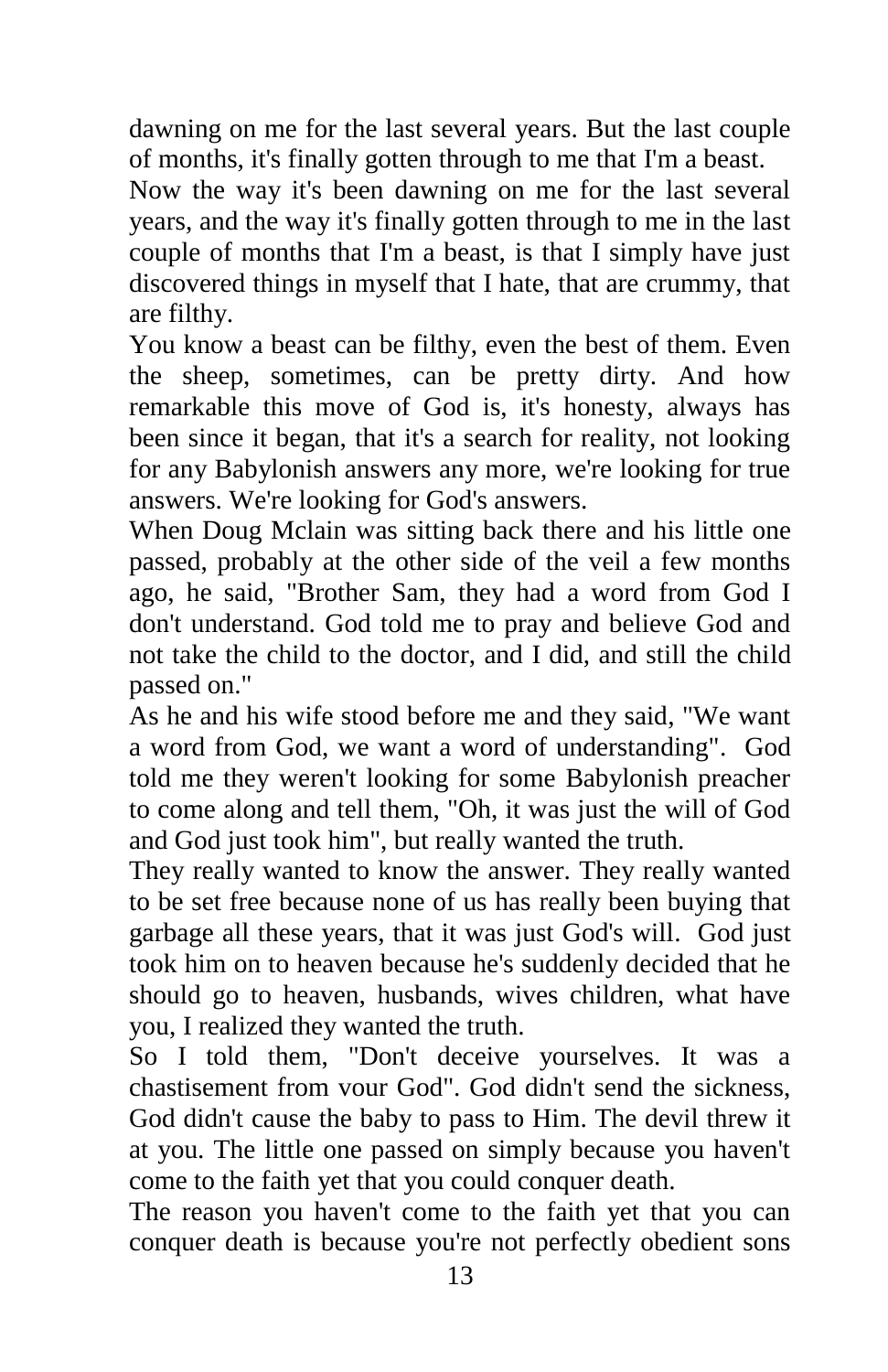dawning on me for the last several years. But the last couple of months, it's finally gotten through to me that I'm a beast.

Now the way it's been dawning on me for the last several years, and the way it's finally gotten through to me in the last couple of months that I'm a beast, is that I simply have just discovered things in myself that I hate, that are crummy, that are filthy.

You know a beast can be filthy, even the best of them. Even the sheep, sometimes, can be pretty dirty. And how remarkable this move of God is, it's honesty, always has been since it began, that it's a search for reality, not looking for any Babylonish answers any more, we're looking for true answers. We're looking for God's answers.

When Doug Mclain was sitting back there and his little one passed, probably at the other side of the veil a few months ago, he said, "Brother Sam, they had a word from God I don't understand. God told me to pray and believe God and not take the child to the doctor, and I did, and still the child passed on."

As he and his wife stood before me and they said, "We want a word from God, we want a word of understanding". God told me they weren't looking for some Babylonish preacher to come along and tell them, "Oh, it was just the will of God and God just took him", but really wanted the truth.

They really wanted to know the answer. They really wanted to be set free because none of us has really been buying that garbage all these years, that it was just God's will. God just took him on to heaven because he's suddenly decided that he should go to heaven, husbands, wives children, what have you, I realized they wanted the truth.

So I told them, "Don't deceive yourselves. It was a chastisement from vour God". God didn't send the sickness, God didn't cause the baby to pass to Him. The devil threw it at you. The little one passed on simply because you haven't come to the faith yet that you could conquer death.

The reason you haven't come to the faith yet that you can conquer death is because you're not perfectly obedient sons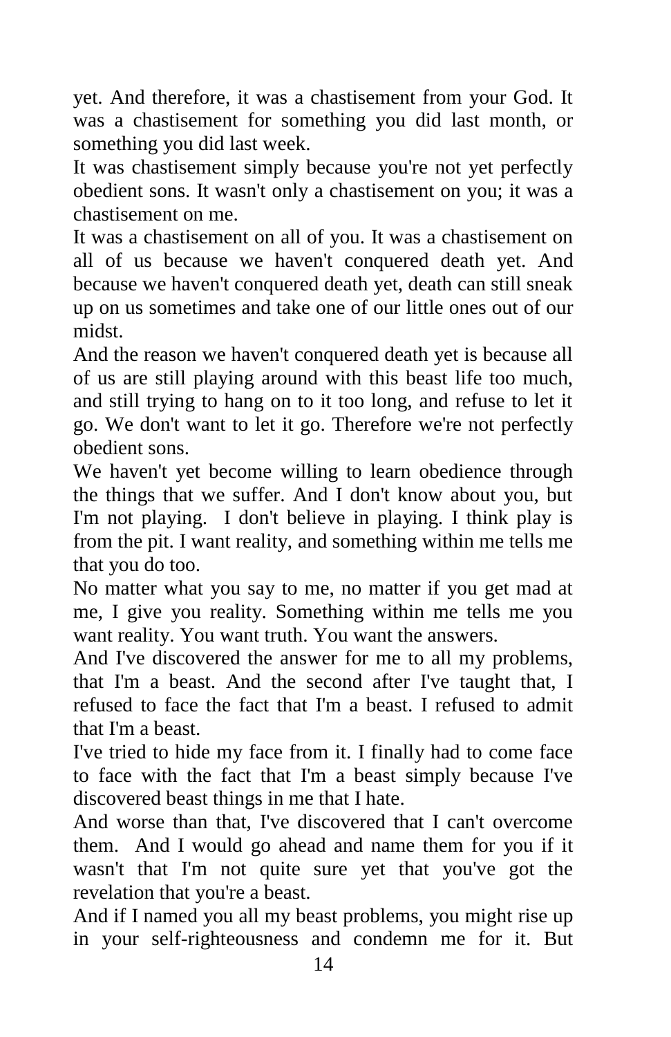yet. And therefore, it was a chastisement from your God. It was a chastisement for something you did last month, or something you did last week.

It was chastisement simply because you're not yet perfectly obedient sons. It wasn't only a chastisement on you; it was a chastisement on me.

It was a chastisement on all of you. It was a chastisement on all of us because we haven't conquered death yet. And because we haven't conquered death yet, death can still sneak up on us sometimes and take one of our little ones out of our midst.

And the reason we haven't conquered death yet is because all of us are still playing around with this beast life too much, and still trying to hang on to it too long, and refuse to let it go. We don't want to let it go. Therefore we're not perfectly obedient sons.

We haven't yet become willing to learn obedience through the things that we suffer. And I don't know about you, but I'm not playing. I don't believe in playing. I think play is from the pit. I want reality, and something within me tells me that you do too.

No matter what you say to me, no matter if you get mad at me, I give you reality. Something within me tells me you want reality. You want truth. You want the answers.

And I've discovered the answer for me to all my problems, that I'm a beast. And the second after I've taught that, I refused to face the fact that I'm a beast. I refused to admit that I'm a beast.

I've tried to hide my face from it. I finally had to come face to face with the fact that I'm a beast simply because I've discovered beast things in me that I hate.

And worse than that, I've discovered that I can't overcome them. And I would go ahead and name them for you if it wasn't that I'm not quite sure yet that you've got the revelation that you're a beast.

And if I named you all my beast problems, you might rise up in your self-righteousness and condemn me for it. But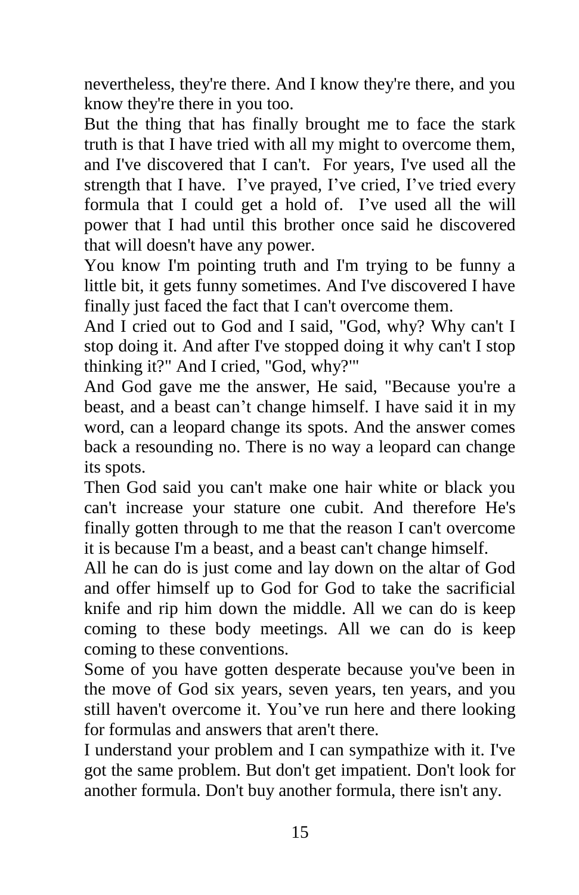nevertheless, they're there. And I know they're there, and you know they're there in you too.

But the thing that has finally brought me to face the stark truth is that I have tried with all my might to overcome them, and I've discovered that I can't. For years, I've used all the strength that I have. I've prayed, I've cried, I've tried every formula that I could get a hold of. I've used all the will power that I had until this brother once said he discovered that will doesn't have any power.

You know I'm pointing truth and I'm trying to be funny a little bit, it gets funny sometimes. And I've discovered I have finally just faced the fact that I can't overcome them.

And I cried out to God and I said, "God, why? Why can't I stop doing it. And after I've stopped doing it why can't I stop thinking it?" And I cried, "God, why?'"

And God gave me the answer, He said, "Because you're a beast, and a beast can't change himself. I have said it in my word, can a leopard change its spots. And the answer comes back a resounding no. There is no way a leopard can change its spots.

Then God said you can't make one hair white or black you can't increase your stature one cubit. And therefore He's finally gotten through to me that the reason I can't overcome it is because I'm a beast, and a beast can't change himself.

All he can do is just come and lay down on the altar of God and offer himself up to God for God to take the sacrificial knife and rip him down the middle. All we can do is keep coming to these body meetings. All we can do is keep coming to these conventions.

Some of you have gotten desperate because you've been in the move of God six years, seven years, ten years, and you still haven't overcome it. You've run here and there looking for formulas and answers that aren't there.

I understand your problem and I can sympathize with it. I've got the same problem. But don't get impatient. Don't look for another formula. Don't buy another formula, there isn't any.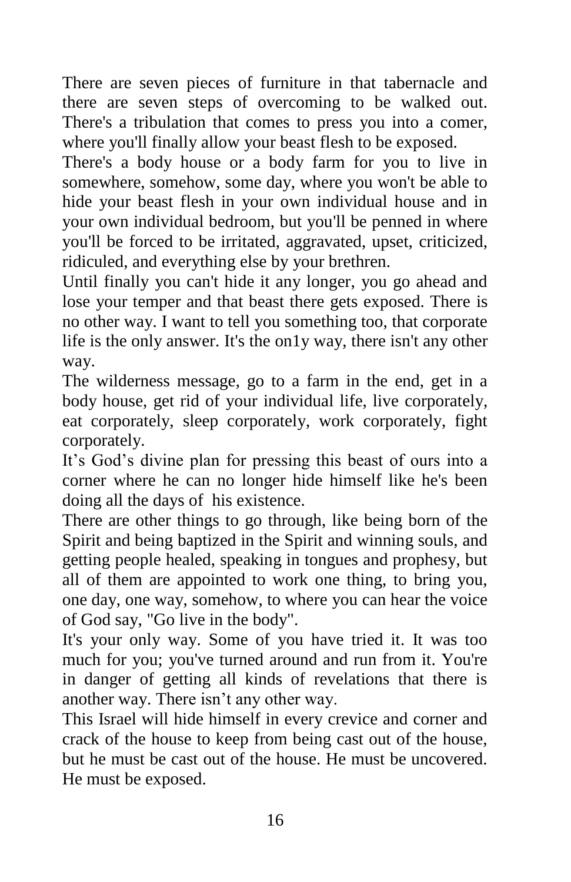There are seven pieces of furniture in that tabernacle and there are seven steps of overcoming to be walked out. There's a tribulation that comes to press you into a comer, where you'll finally allow your beast flesh to be exposed.

There's a body house or a body farm for you to live in somewhere, somehow, some day, where you won't be able to hide your beast flesh in your own individual house and in your own individual bedroom, but you'll be penned in where you'll be forced to be irritated, aggravated, upset, criticized, ridiculed, and everything else by your brethren.

Until finally you can't hide it any longer, you go ahead and lose your temper and that beast there gets exposed. There is no other way. I want to tell you something too, that corporate life is the only answer. It's the on1y way, there isn't any other way.

The wilderness message, go to a farm in the end, get in a body house, get rid of your individual life, live corporately, eat corporately, sleep corporately, work corporately, fight corporately.

It's God's divine plan for pressing this beast of ours into a corner where he can no longer hide himself like he's been doing all the days of his existence.

There are other things to go through, like being born of the Spirit and being baptized in the Spirit and winning souls, and getting people healed, speaking in tongues and prophesy, but all of them are appointed to work one thing, to bring you, one day, one way, somehow, to where you can hear the voice of God say, "Go live in the body".

It's your only way. Some of you have tried it. It was too much for you; you've turned around and run from it. You're in danger of getting all kinds of revelations that there is another way. There isn't any other way.

This Israel will hide himself in every crevice and corner and crack of the house to keep from being cast out of the house, but he must be cast out of the house. He must be uncovered. He must be exposed.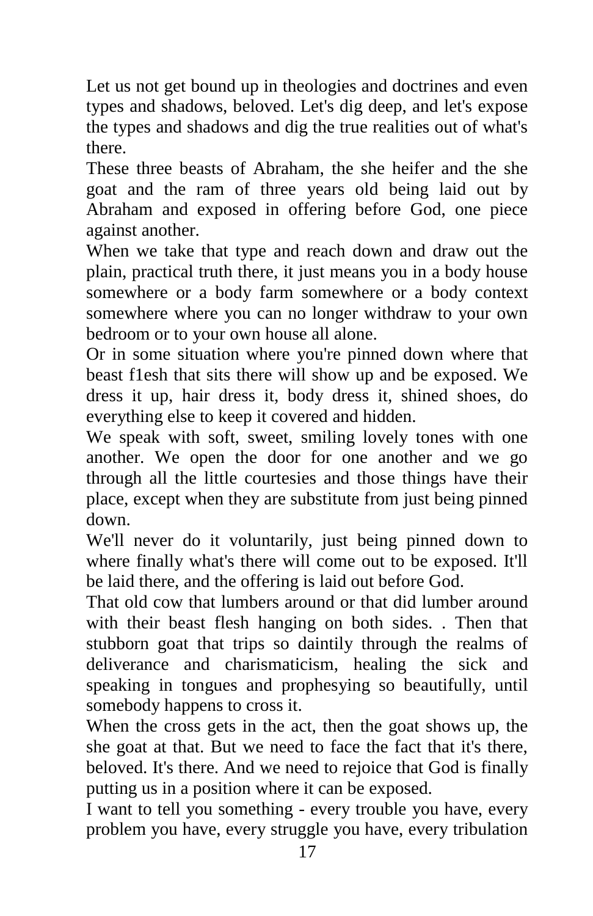Let us not get bound up in theologies and doctrines and even types and shadows, beloved. Let's dig deep, and let's expose the types and shadows and dig the true realities out of what's there.

These three beasts of Abraham, the she heifer and the she goat and the ram of three years old being laid out by Abraham and exposed in offering before God, one piece against another.

When we take that type and reach down and draw out the plain, practical truth there, it just means you in a body house somewhere or a body farm somewhere or a body context somewhere where you can no longer withdraw to your own bedroom or to your own house all alone.

Or in some situation where you're pinned down where that beast f1esh that sits there will show up and be exposed. We dress it up, hair dress it, body dress it, shined shoes, do everything else to keep it covered and hidden.

We speak with soft, sweet, smiling lovely tones with one another. We open the door for one another and we go through all the little courtesies and those things have their place, except when they are substitute from just being pinned down.

We'll never do it voluntarily, just being pinned down to where finally what's there will come out to be exposed. It'll be laid there, and the offering is laid out before God.

That old cow that lumbers around or that did lumber around with their beast flesh hanging on both sides. . Then that stubborn goat that trips so daintily through the realms of deliverance and charismaticism, healing the sick and speaking in tongues and prophesying so beautifully, until somebody happens to cross it.

When the cross gets in the act, then the goat shows up, the she goat at that. But we need to face the fact that it's there, beloved. It's there. And we need to rejoice that God is finally putting us in a position where it can be exposed.

I want to tell you something - every trouble you have, every problem you have, every struggle you have, every tribulation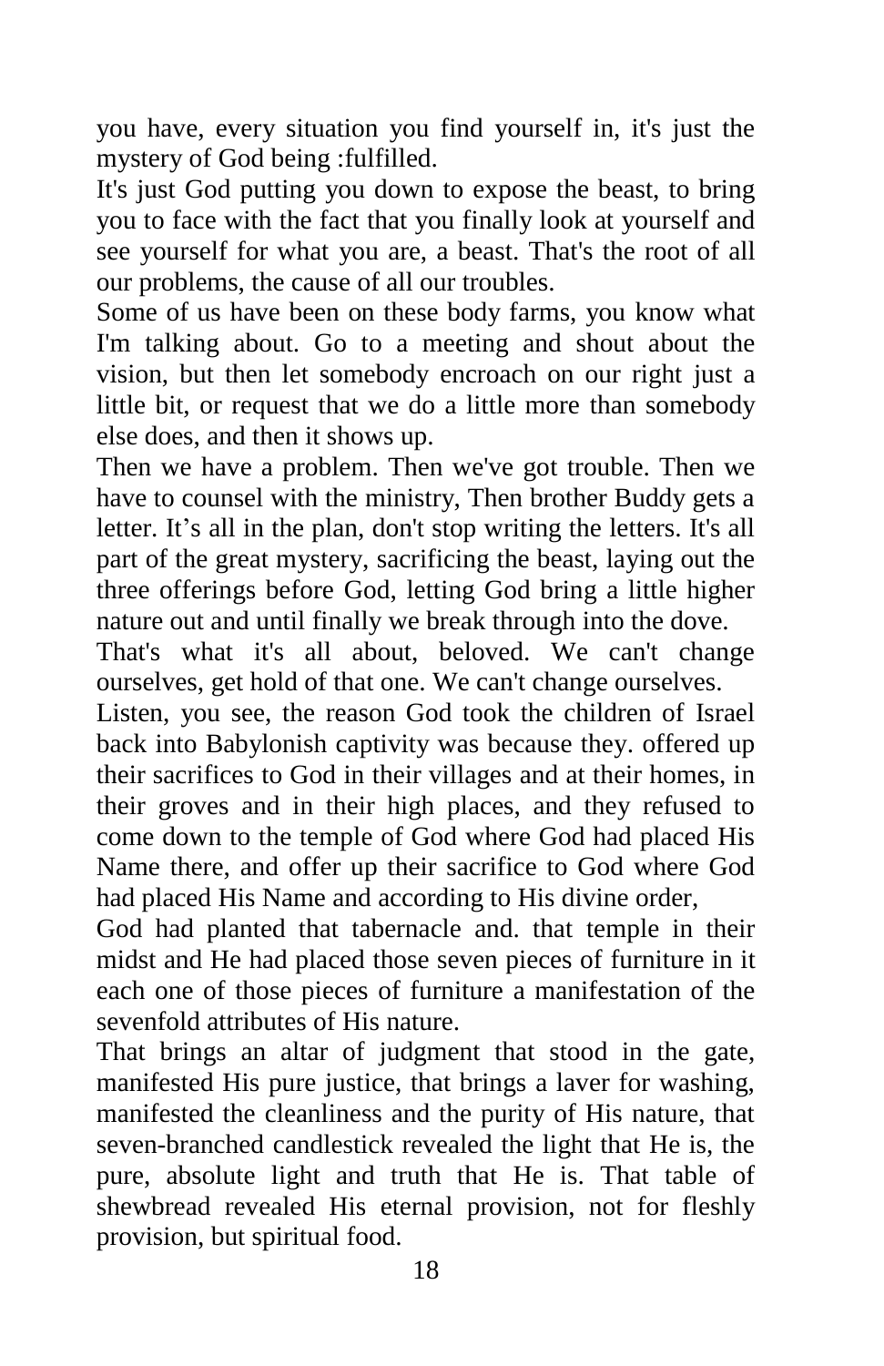you have, every situation you find yourself in, it's just the mystery of God being :fulfilled.

It's just God putting you down to expose the beast, to bring you to face with the fact that you finally look at yourself and see yourself for what you are, a beast. That's the root of all our problems, the cause of all our troubles.

Some of us have been on these body farms, you know what I'm talking about. Go to a meeting and shout about the vision, but then let somebody encroach on our right just a little bit, or request that we do a little more than somebody else does, and then it shows up.

Then we have a problem. Then we've got trouble. Then we have to counsel with the ministry, Then brother Buddy gets a letter. It's all in the plan, don't stop writing the letters. It's all part of the great mystery, sacrificing the beast, laying out the three offerings before God, letting God bring a little higher nature out and until finally we break through into the dove.

That's what it's all about, beloved. We can't change ourselves, get hold of that one. We can't change ourselves.

Listen, you see, the reason God took the children of Israel back into Babylonish captivity was because they. offered up their sacrifices to God in their villages and at their homes, in their groves and in their high places, and they refused to come down to the temple of God where God had placed His Name there, and offer up their sacrifice to God where God had placed His Name and according to His divine order,

God had planted that tabernacle and. that temple in their midst and He had placed those seven pieces of furniture in it each one of those pieces of furniture a manifestation of the sevenfold attributes of His nature.

That brings an altar of judgment that stood in the gate, manifested His pure justice, that brings a laver for washing, manifested the cleanliness and the purity of His nature, that seven-branched candlestick revealed the light that He is, the pure, absolute light and truth that He is. That table of shewbread revealed His eternal provision, not for fleshly provision, but spiritual food.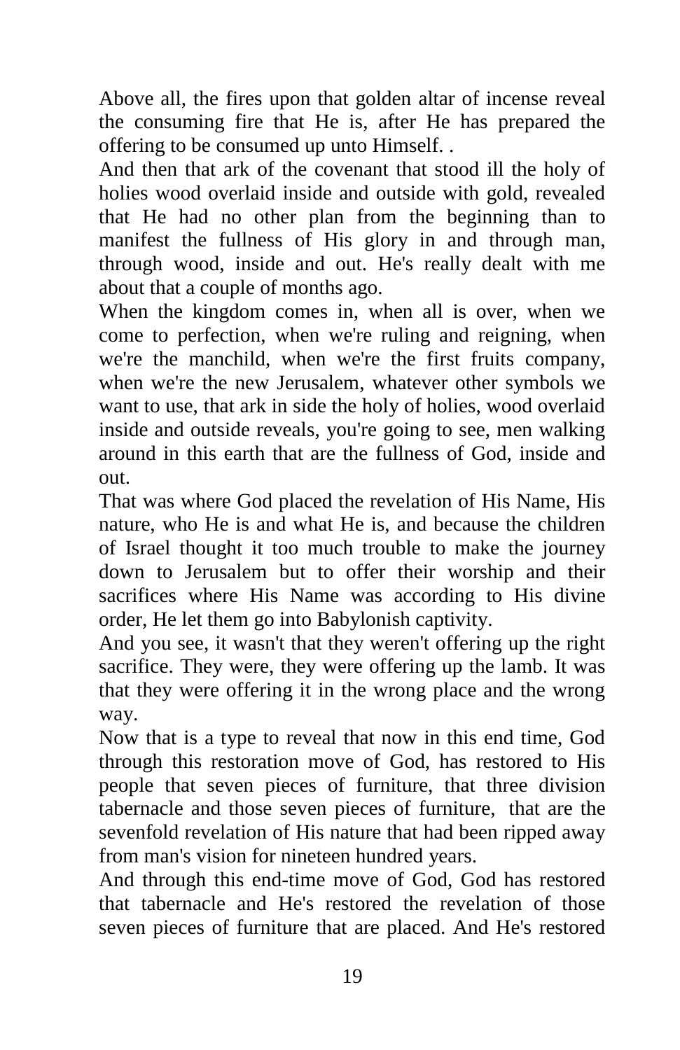Above all, the fires upon that golden altar of incense reveal the consuming fire that He is, after He has prepared the offering to be consumed up unto Himself. .

And then that ark of the covenant that stood ill the holy of holies wood overlaid inside and outside with gold, revealed that He had no other plan from the beginning than to manifest the fullness of His glory in and through man, through wood, inside and out. He's really dealt with me about that a couple of months ago.

When the kingdom comes in, when all is over, when we come to perfection, when we're ruling and reigning, when we're the manchild, when we're the first fruits company, when we're the new Jerusalem, whatever other symbols we want to use, that ark in side the holy of holies, wood overlaid inside and outside reveals, you're going to see, men walking around in this earth that are the fullness of God, inside and out.

That was where God placed the revelation of His Name, His nature, who He is and what He is, and because the children of Israel thought it too much trouble to make the journey down to Jerusalem but to offer their worship and their sacrifices where His Name was according to His divine order, He let them go into Babylonish captivity.

And you see, it wasn't that they weren't offering up the right sacrifice. They were, they were offering up the lamb. It was that they were offering it in the wrong place and the wrong way.

Now that is a type to reveal that now in this end time, God through this restoration move of God, has restored to His people that seven pieces of furniture, that three division tabernacle and those seven pieces of furniture, that are the sevenfold revelation of His nature that had been ripped away from man's vision for nineteen hundred years.

And through this end-time move of God, God has restored that tabernacle and He's restored the revelation of those seven pieces of furniture that are placed. And He's restored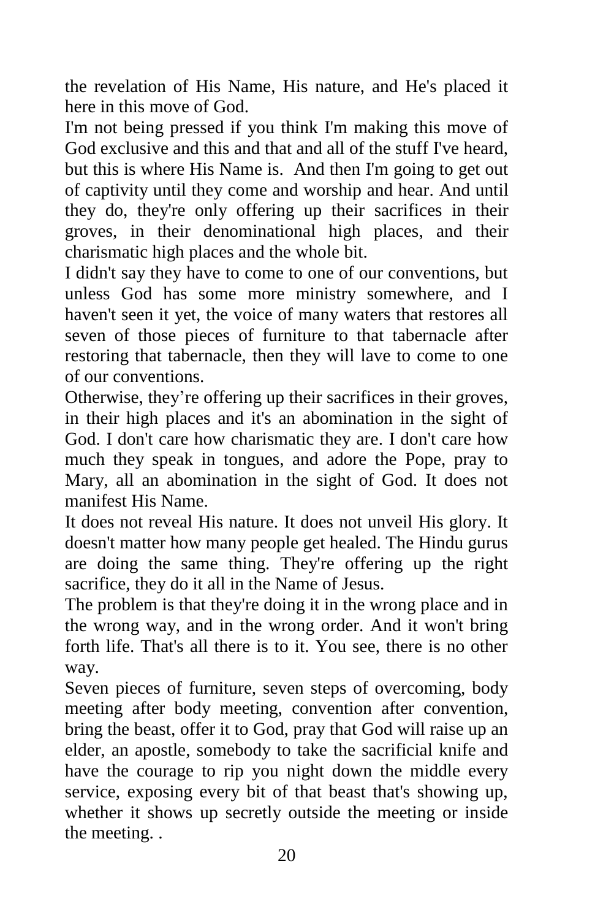the revelation of His Name, His nature, and He's placed it here in this move of God.

I'm not being pressed if you think I'm making this move of God exclusive and this and that and all of the stuff I've heard, but this is where His Name is. And then I'm going to get out of captivity until they come and worship and hear. And until they do, they're only offering up their sacrifices in their groves, in their denominational high places, and their charismatic high places and the whole bit.

I didn't say they have to come to one of our conventions, but unless God has some more ministry somewhere, and I haven't seen it yet, the voice of many waters that restores all seven of those pieces of furniture to that tabernacle after restoring that tabernacle, then they will lave to come to one of our conventions.

Otherwise, they're offering up their sacrifices in their groves, in their high places and it's an abomination in the sight of God. I don't care how charismatic they are. I don't care how much they speak in tongues, and adore the Pope, pray to Mary, all an abomination in the sight of God. It does not manifest His Name.

It does not reveal His nature. It does not unveil His glory. It doesn't matter how many people get healed. The Hindu gurus are doing the same thing. They're offering up the right sacrifice, they do it all in the Name of Jesus.

The problem is that they're doing it in the wrong place and in the wrong way, and in the wrong order. And it won't bring forth life. That's all there is to it. You see, there is no other way.

Seven pieces of furniture, seven steps of overcoming, body meeting after body meeting, convention after convention, bring the beast, offer it to God, pray that God will raise up an elder, an apostle, somebody to take the sacrificial knife and have the courage to rip you night down the middle every service, exposing every bit of that beast that's showing up, whether it shows up secretly outside the meeting or inside the meeting. .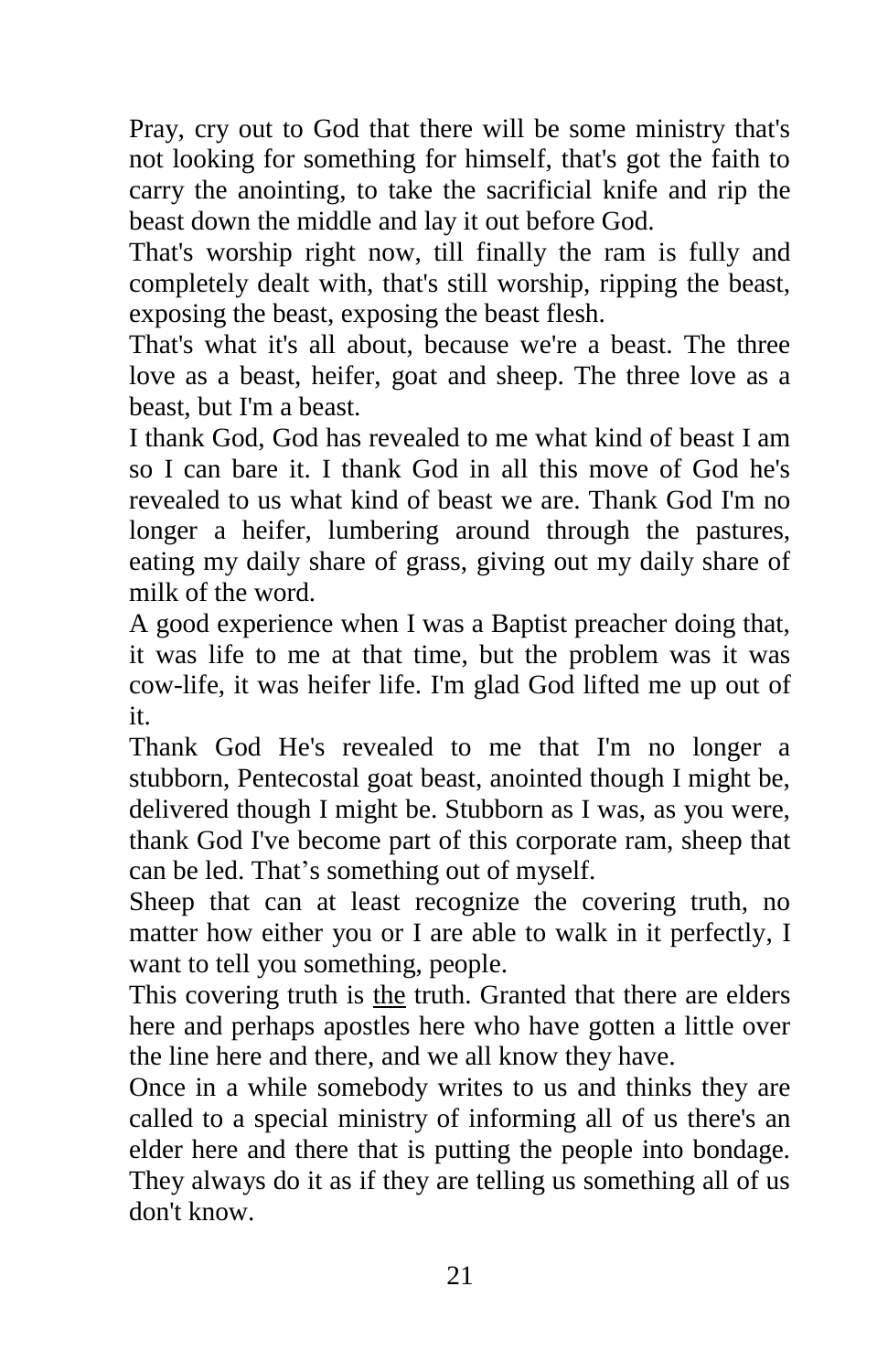Pray, cry out to God that there will be some ministry that's not looking for something for himself, that's got the faith to carry the anointing, to take the sacrificial knife and rip the beast down the middle and lay it out before God.

That's worship right now, till finally the ram is fully and completely dealt with, that's still worship, ripping the beast, exposing the beast, exposing the beast flesh.

That's what it's all about, because we're a beast. The three love as a beast, heifer, goat and sheep. The three love as a beast, but I'm a beast.

I thank God, God has revealed to me what kind of beast I am so I can bare it. I thank God in all this move of God he's revealed to us what kind of beast we are. Thank God I'm no longer a heifer, lumbering around through the pastures, eating my daily share of grass, giving out my daily share of milk of the word.

A good experience when I was a Baptist preacher doing that, it was life to me at that time, but the problem was it was cow-life, it was heifer life. I'm glad God lifted me up out of it.

Thank God He's revealed to me that I'm no longer a stubborn, Pentecostal goat beast, anointed though I might be, delivered though I might be. Stubborn as I was, as you were, thank God I've become part of this corporate ram, sheep that can be led. That’s something out of myself.

Sheep that can at least recognize the covering truth, no matter how either you or I are able to walk in it perfectly, I want to tell you something, people.

This covering truth is <u>the</u> truth. Granted that there are elders here and perhaps apostles here who have gotten a little over the line here and there, and we all know they have.

Once in a while somebody writes to us and thinks they are called to a special ministry of informing all of us there's an elder here and there that is putting the people into bondage. They always do it as if they are telling us something all of us don't know.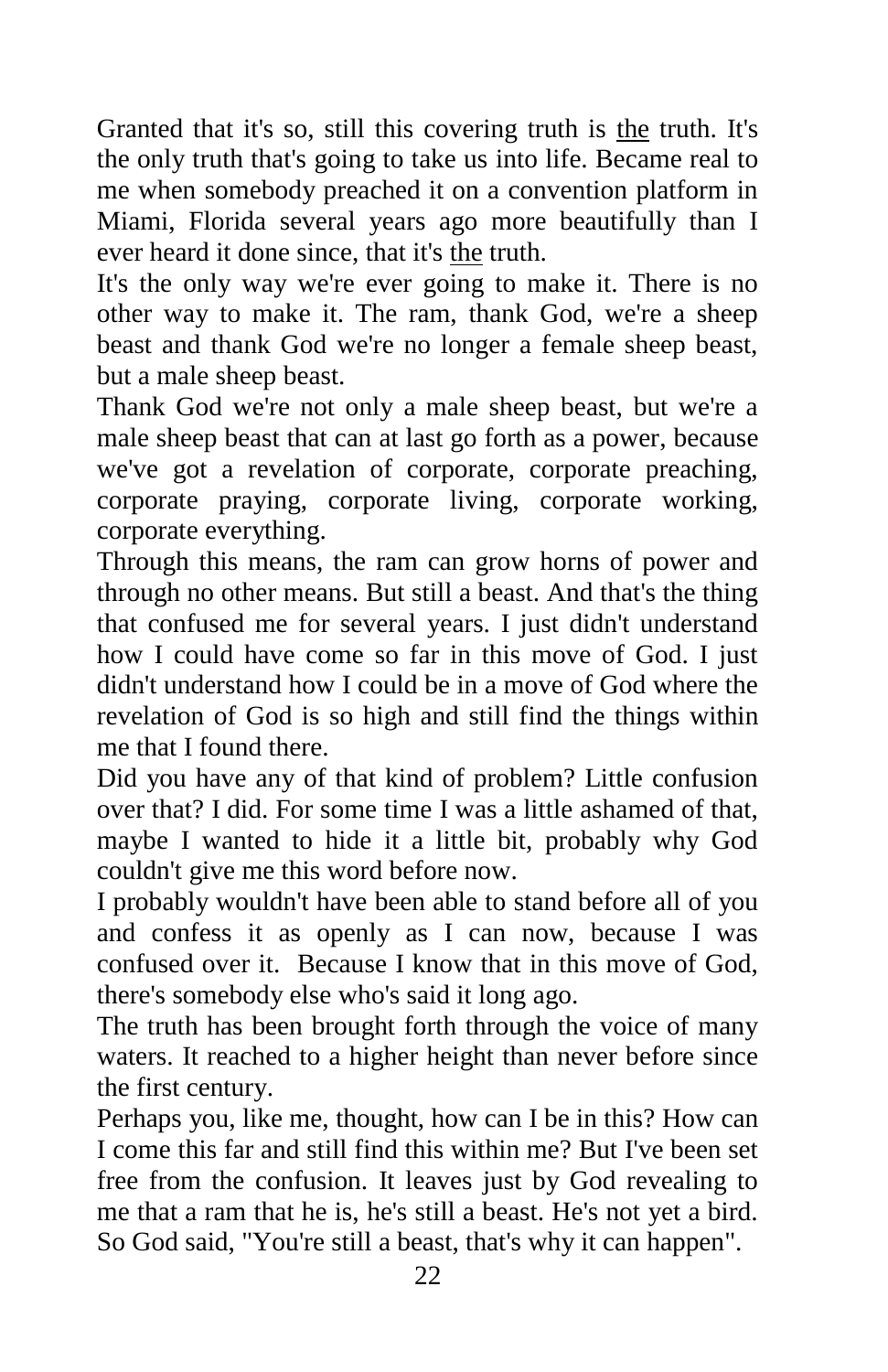Granted that it's so, still this covering truth is <u>the</u> truth. It's the only truth that's going to take us into life. Became real to me when somebody preached it on a convention platform in Miami, Florida several years ago more beautifully than I ever heard it done since, that it's <u>the</u> truth.

It's the only way we're ever going to make it. There is no other way to make it. The ram, thank God, we're a sheep beast and thank God we're no longer a female sheep beast, but a male sheep beast.

Thank God we're not only a male sheep beast, but we're a male sheep beast that can at last go forth as a power, because we've got a revelation of corporate, corporate preaching, corporate praying, corporate living, corporate working, corporate everything.

Through this means, the ram can grow horns of power and through no other means. But still a beast. And that's the thing that confused me for several years. I just didn't understand how I could have come so far in this move of God. I just didn't understand how I could be in a move of God where the revelation of God is so high and still find the things within me that I found there.

Did you have any of that kind of problem? Little confusion over that? I did. For some time I was a little ashamed of that, maybe I wanted to hide it a little bit, probably why God couldn't give me this word before now.

I probably wouldn't have been able to stand before all of you and confess it as openly as I can now, because I was confused over it.  Because I know that in this move of God, there's somebody else who's said it long ago.

The truth has been brought forth through the voice of many waters. It reached to a higher height than never before since the first century.

Perhaps you, like me, thought, how can I be in this? How can I come this far and still find this within me? But I've been set free from the confusion. It leaves just by God revealing to me that a ram that he is, he's still a beast. He's not yet a bird. So God said, "You're still a beast, that's why it can happen".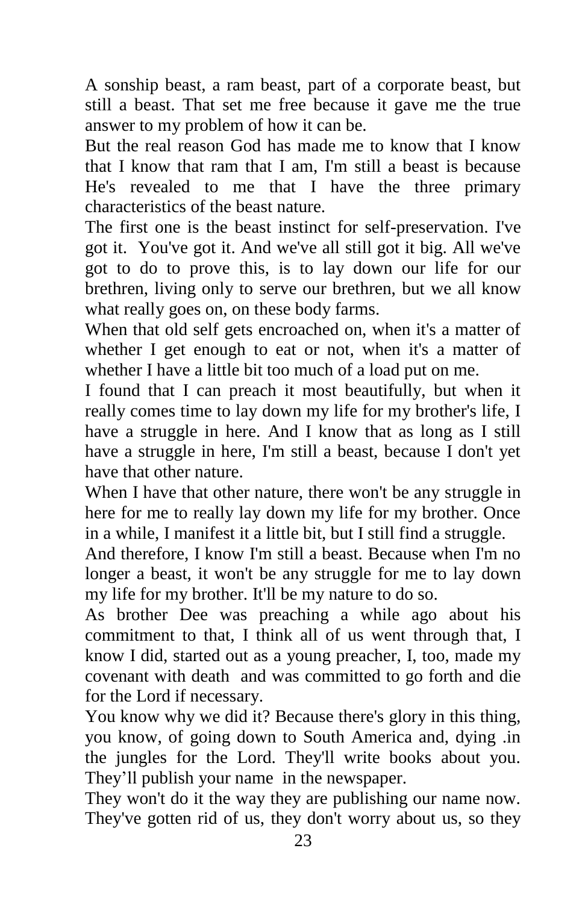A sonship beast, a ram beast, part of a corporate beast, but still a beast. That set me free because it gave me the true answer to my problem of how it can be.

But the real reason God has made me to know that I know that I know that ram that I am, I'm still a beast is because He's revealed to me that I have the three primary characteristics of the beast nature.

The first one is the beast instinct for self-preservation. I've got it. You've got it. And we've all still got it big. All we've got to do to prove this, is to lay down our life for our brethren, living only to serve our brethren, but we all know what really goes on, on these body farms.

When that old self gets encroached on, when it's a matter of whether I get enough to eat or not, when it's a matter of whether I have a little bit too much of a load put on me.

I found that I can preach it most beautifully, but when it really comes time to lay down my life for my brother's life, I have a struggle in here. And I know that as long as I still have a struggle in here, I'm still a beast, because I don't yet have that other nature.

When I have that other nature, there won't be any struggle in here for me to really lay down my life for my brother. Once in a while, I manifest it a little bit, but I still find a struggle.

And therefore, I know I'm still a beast. Because when I'm no longer a beast, it won't be any struggle for me to lay down my life for my brother. It'll be my nature to do so.

As brother Dee was preaching a while ago about his commitment to that, I think all of us went through that, I know I did, started out as a young preacher, I, too, made my covenant with death and was committed to go forth and die for the Lord if necessary.

You know why we did it? Because there's glory in this thing, you know, of going down to South America and, dying .in the jungles for the Lord. They'll write books about you. They'll publish your name in the newspaper.

They won't do it the way they are publishing our name now. They've gotten rid of us, they don't worry about us, so they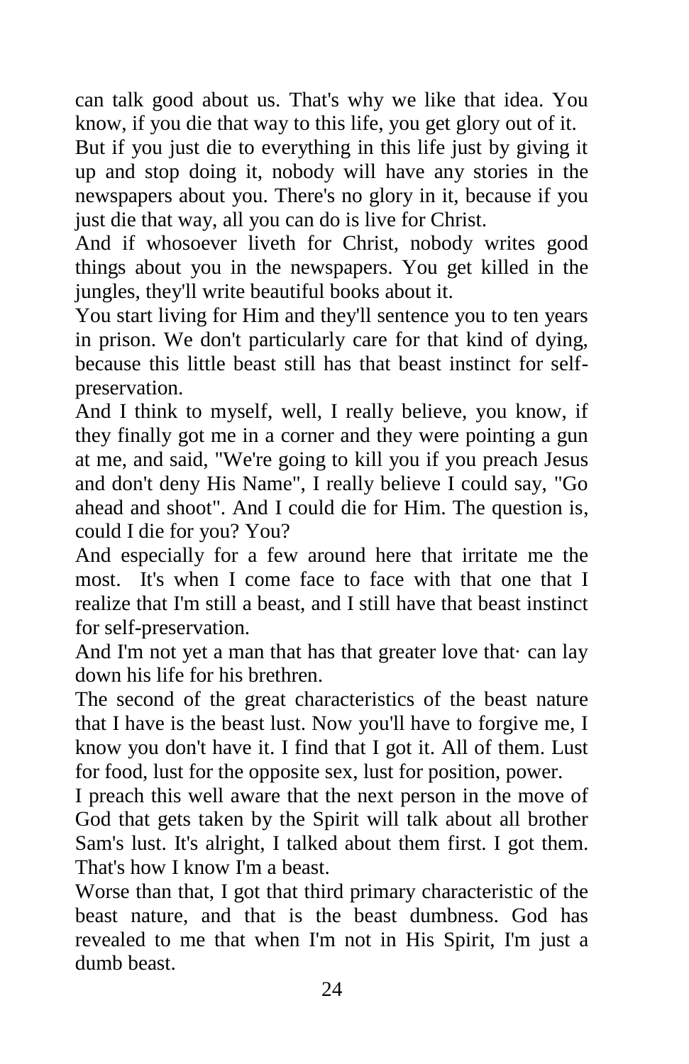can talk good about us. That's why we like that idea. You know, if you die that way to this life, you get glory out of it.

But if you just die to everything in this life just by giving it up and stop doing it, nobody will have any stories in the newspapers about you. There's no glory in it, because if you just die that way, all you can do is live for Christ.

And if whosoever liveth for Christ, nobody writes good things about you in the newspapers. You get killed in the jungles, they'll write beautiful books about it.

You start living for Him and they'll sentence you to ten years in prison. We don't particularly care for that kind of dying, because this little beast still has that beast instinct for self-preservation.

And I think to myself, well, I really believe, you know, if they finally got me in a corner and they were pointing a gun at me, and said, "We're going to kill you if you preach Jesus and don't deny His Name", I really believe I could say, "Go ahead and shoot". And I could die for Him. The question is, could I die for you? You?

And especially for a few around here that irritate me the most. It's when I come face to face with that one that I realize that I'm still a beast, and I still have that beast instinct for self-preservation.

And I'm not yet a man that has that greater love that· can lay down his life for his brethren.

The second of the great characteristics of the beast nature that I have is the beast lust. Now you'll have to forgive me, I know you don't have it. I find that I got it. All of them. Lust for food, lust for the opposite sex, lust for position, power.

I preach this well aware that the next person in the move of God that gets taken by the Spirit will talk about all brother Sam's lust. It's alright, I talked about them first. I got them. That's how I know I'm a beast.

Worse than that, I got that third primary characteristic of the beast nature, and that is the beast dumbness. God has revealed to me that when I'm not in His Spirit, I'm just a dumb beast.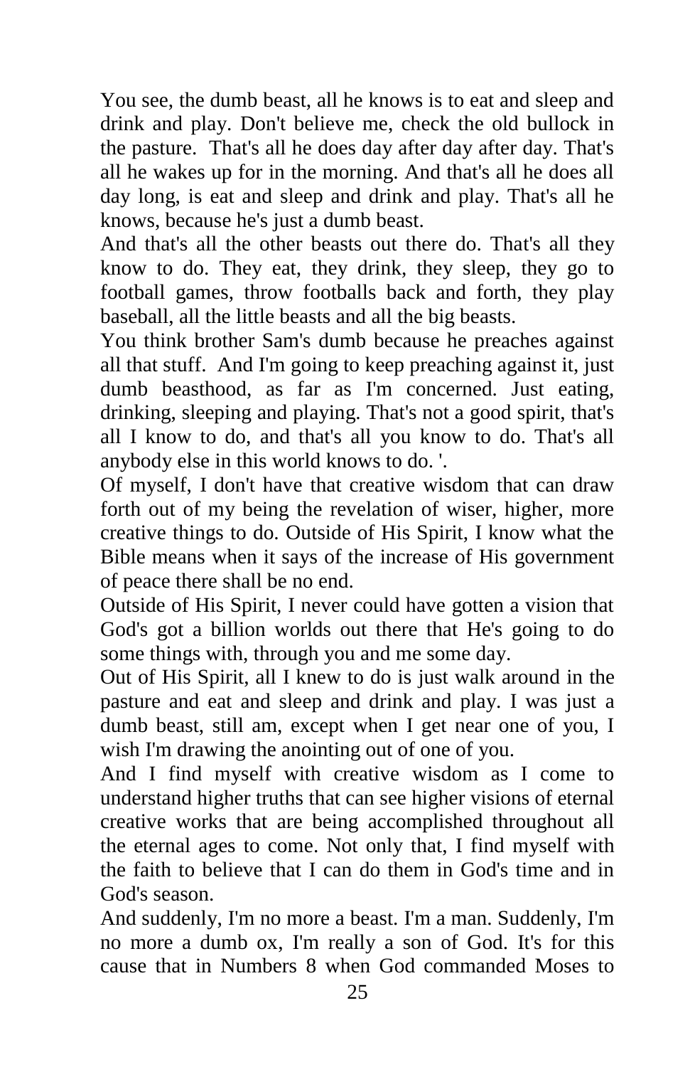You see, the dumb beast, all he knows is to eat and sleep and drink and play. Don't believe me, check the old bullock in the pasture. That's all he does day after day after day. That's all he wakes up for in the morning. And that's all he does all day long, is eat and sleep and drink and play. That's all he knows, because he's just a dumb beast.

And that's all the other beasts out there do. That's all they know to do. They eat, they drink, they sleep, they go to football games, throw footballs back and forth, they play baseball, all the little beasts and all the big beasts.

You think brother Sam's dumb because he preaches against all that stuff. And I'm going to keep preaching against it, just dumb beasthood, as far as I'm concerned. Just eating, drinking, sleeping and playing. That's not a good spirit, that's all I know to do, and that's all you know to do. That's all anybody else in this world knows to do. '.

Of myself, I don't have that creative wisdom that can draw forth out of my being the revelation of wiser, higher, more creative things to do. Outside of His Spirit, I know what the Bible means when it says of the increase of His government of peace there shall be no end.

Outside of His Spirit, I never could have gotten a vision that God's got a billion worlds out there that He's going to do some things with, through you and me some day.

Out of His Spirit, all I knew to do is just walk around in the pasture and eat and sleep and drink and play. I was just a dumb beast, still am, except when I get near one of you, I wish I'm drawing the anointing out of one of you.

And I find myself with creative wisdom as I come to understand higher truths that can see higher visions of eternal creative works that are being accomplished throughout all the eternal ages to come. Not only that, I find myself with the faith to believe that I can do them in God's time and in God's season.

And suddenly, I'm no more a beast. I'm a man. Suddenly, I'm no more a dumb ox, I'm really a son of God. It's for this cause that in Numbers 8 when God commanded Moses to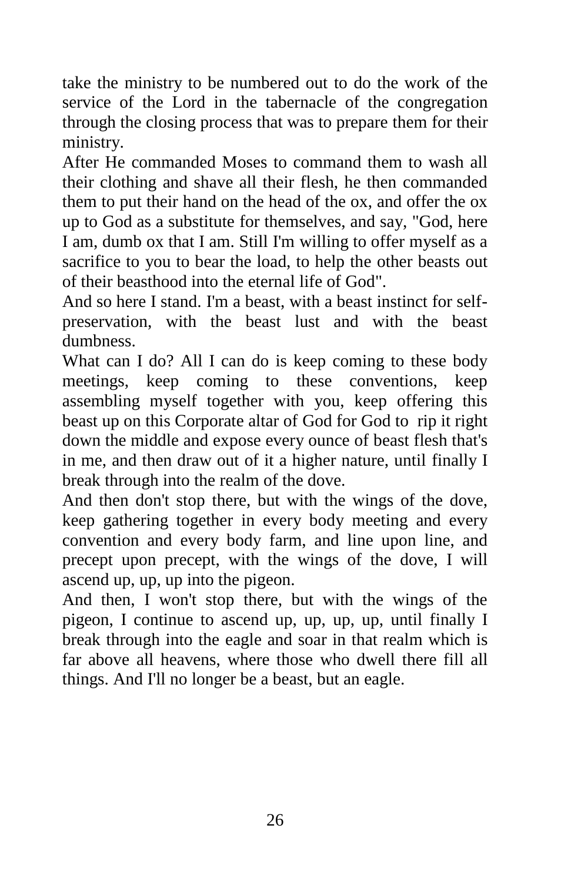take the ministry to be numbered out to do the work of the service of the Lord in the tabernacle of the congregation through the closing process that was to prepare them for their ministry.

After He commanded Moses to command them to wash all their clothing and shave all their flesh, he then commanded them to put their hand on the head of the ox, and offer the ox up to God as a substitute for themselves, and say, "God, here I am, dumb ox that I am. Still I'm willing to offer myself as a sacrifice to you to bear the load, to help the other beasts out of their beasthood into the eternal life of God".

And so here I stand. I'm a beast, with a beast instinct for self-preservation, with the beast lust and with the beast dumbness.

What can I do? All I can do is keep coming to these body meetings, keep coming to these conventions, keep assembling myself together with you, keep offering this beast up on this Corporate altar of God for God to rip it right down the middle and expose every ounce of beast flesh that's in me, and then draw out of it a higher nature, until finally I break through into the realm of the dove.

And then don't stop there, but with the wings of the dove, keep gathering together in every body meeting and every convention and every body farm, and line upon line, and precept upon precept, with the wings of the dove, I will ascend up, up, up into the pigeon.

And then, I won't stop there, but with the wings of the pigeon, I continue to ascend up, up, up, up, until finally I break through into the eagle and soar in that realm which is far above all heavens, where those who dwell there fill all things. And I'll no longer be a beast, but an eagle.